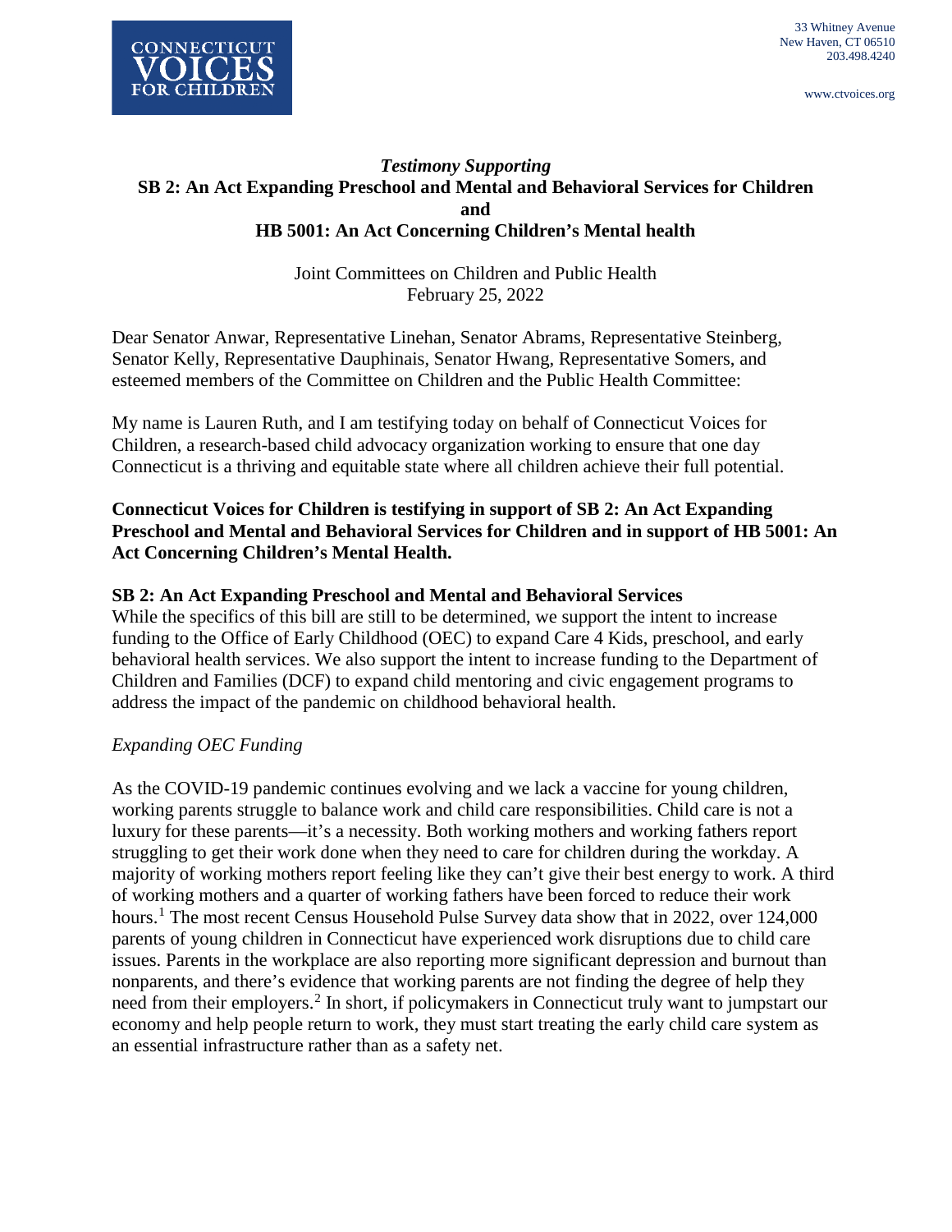CONNECTICUT VOICES FOR CHILDREN

33 Whitney Avenue
New Haven, CT 06510
203.498.4240

www.ctvoices.org

***Testimony Supporting***
**SB 2: An Act Expanding Preschool and Mental and Behavioral Services for Children**
**and**
**HB 5001: An Act Concerning Children's Mental health**

Joint Committees on Children and Public Health
February 25, 2022

Dear Senator Anwar, Representative Linehan, Senator Abrams, Representative Steinberg, Senator Kelly, Representative Dauphinais, Senator Hwang, Representative Somers, and esteemed members of the Committee on Children and the Public Health Committee:

My name is Lauren Ruth, and I am testifying today on behalf of Connecticut Voices for Children, a research-based child advocacy organization working to ensure that one day Connecticut is a thriving and equitable state where all children achieve their full potential.

**Connecticut Voices for Children is testifying in support of SB 2: An Act Expanding Preschool and Mental and Behavioral Services for Children and in support of HB 5001: An Act Concerning Children's Mental Health.**

**SB 2: An Act Expanding Preschool and Mental and Behavioral Services**

While the specifics of this bill are still to be determined, we support the intent to increase funding to the Office of Early Childhood (OEC) to expand Care 4 Kids, preschool, and early behavioral health services. We also support the intent to increase funding to the Department of Children and Families (DCF) to expand child mentoring and civic engagement programs to address the impact of the pandemic on childhood behavioral health.

*Expanding OEC Funding*

As the COVID-19 pandemic continues evolving and we lack a vaccine for young children, working parents struggle to balance work and child care responsibilities. Child care is not a luxury for these parents—it's a necessity. Both working mothers and working fathers report struggling to get their work done when they need to care for children during the workday. A majority of working mothers report feeling like they can't give their best energy to work. A third of working mothers and a quarter of working fathers have been forced to reduce their work hours.[1] The most recent Census Household Pulse Survey data show that in 2022, over 124,000 parents of young children in Connecticut have experienced work disruptions due to child care issues. Parents in the workplace are also reporting more significant depression and burnout than nonparents, and there's evidence that working parents are not finding the degree of help they need from their employers.[2] In short, if policymakers in Connecticut truly want to jumpstart our economy and help people return to work, they must start treating the early child care system as an essential infrastructure rather than as a safety net.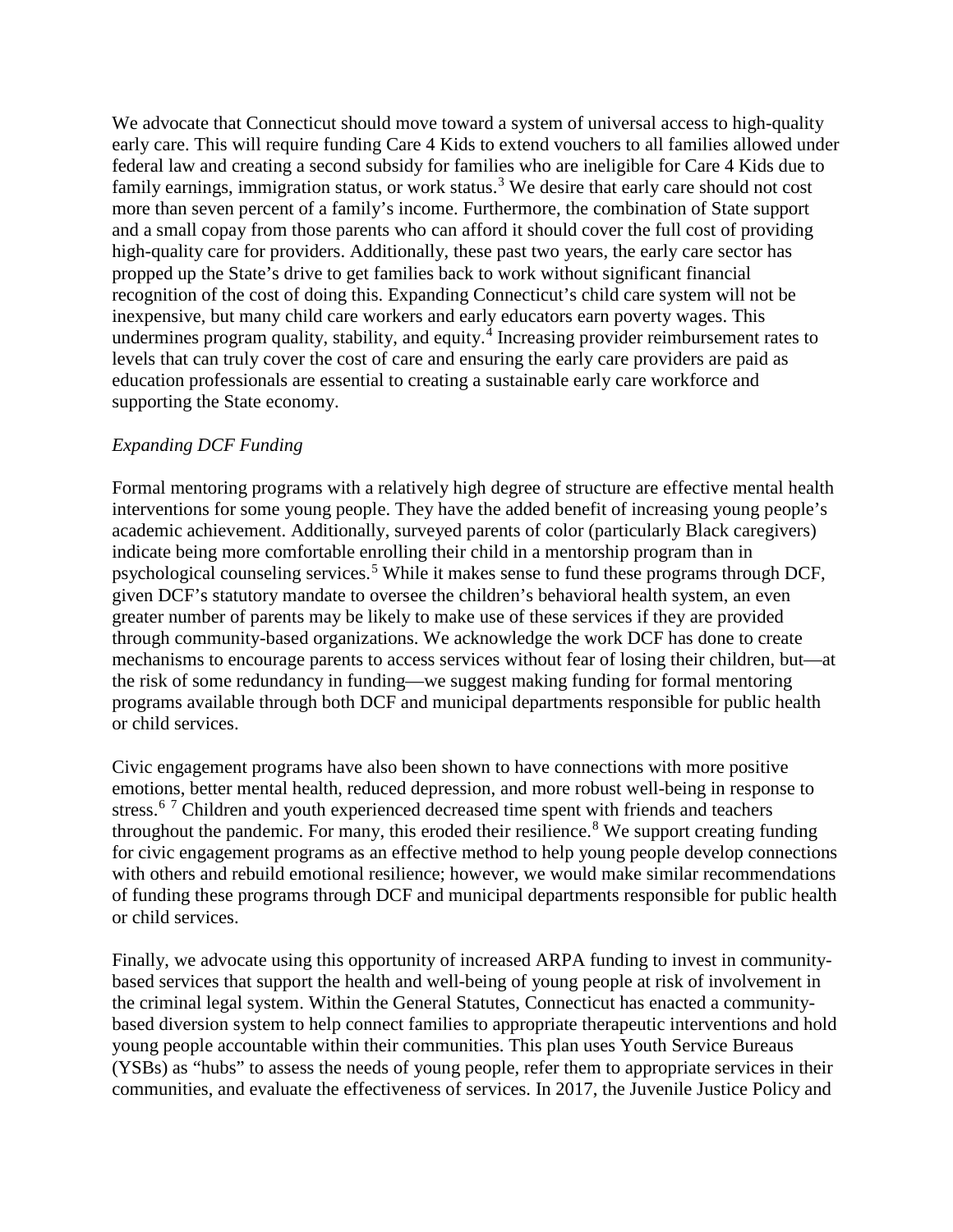We advocate that Connecticut should move toward a system of universal access to high-quality early care. This will require funding Care 4 Kids to extend vouchers to all families allowed under federal law and creating a second subsidy for families who are ineligible for Care 4 Kids due to family earnings, immigration status, or work status.[3] We desire that early care should not cost more than seven percent of a family's income. Furthermore, the combination of State support and a small copay from those parents who can afford it should cover the full cost of providing high-quality care for providers. Additionally, these past two years, the early care sector has propped up the State's drive to get families back to work without significant financial recognition of the cost of doing this. Expanding Connecticut's child care system will not be inexpensive, but many child care workers and early educators earn poverty wages. This undermines program quality, stability, and equity.[4] Increasing provider reimbursement rates to levels that can truly cover the cost of care and ensuring the early care providers are paid as education professionals are essential to creating a sustainable early care workforce and supporting the State economy.

*Expanding DCF Funding*

Formal mentoring programs with a relatively high degree of structure are effective mental health interventions for some young people. They have the added benefit of increasing young people's academic achievement. Additionally, surveyed parents of color (particularly Black caregivers) indicate being more comfortable enrolling their child in a mentorship program than in psychological counseling services.[5] While it makes sense to fund these programs through DCF, given DCF's statutory mandate to oversee the children's behavioral health system, an even greater number of parents may be likely to make use of these services if they are provided through community-based organizations. We acknowledge the work DCF has done to create mechanisms to encourage parents to access services without fear of losing their children, but—at the risk of some redundancy in funding—we suggest making funding for formal mentoring programs available through both DCF and municipal departments responsible for public health or child services.

Civic engagement programs have also been shown to have connections with more positive emotions, better mental health, reduced depression, and more robust well-being in response to stress.[6] [7] Children and youth experienced decreased time spent with friends and teachers throughout the pandemic. For many, this eroded their resilience.[8] We support creating funding for civic engagement programs as an effective method to help young people develop connections with others and rebuild emotional resilience; however, we would make similar recommendations of funding these programs through DCF and municipal departments responsible for public health or child services.

Finally, we advocate using this opportunity of increased ARPA funding to invest in community-based services that support the health and well-being of young people at risk of involvement in the criminal legal system. Within the General Statutes, Connecticut has enacted a community-based diversion system to help connect families to appropriate therapeutic interventions and hold young people accountable within their communities. This plan uses Youth Service Bureaus (YSBs) as "hubs" to assess the needs of young people, refer them to appropriate services in their communities, and evaluate the effectiveness of services. In 2017, the Juvenile Justice Policy and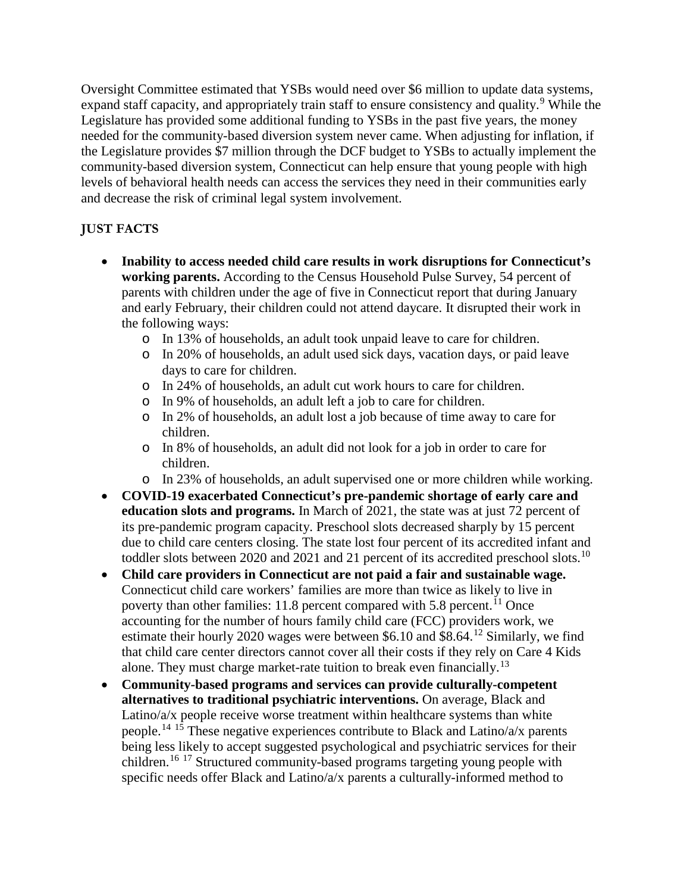Oversight Committee estimated that YSBs would need over $6 million to update data systems, expand staff capacity, and appropriately train staff to ensure consistency and quality.[9] While the Legislature has provided some additional funding to YSBs in the past five years, the money needed for the community-based diversion system never came. When adjusting for inflation, if the Legislature provides $7 million through the DCF budget to YSBs to actually implement the community-based diversion system, Connecticut can help ensure that young people with high levels of behavioral health needs can access the services they need in their communities early and decrease the risk of criminal legal system involvement.

## JUST FACTS

- **Inability to access needed child care results in work disruptions for Connecticut's working parents.** According to the Census Household Pulse Survey, 54 percent of parents with children under the age of five in Connecticut report that during January and early February, their children could not attend daycare. It disrupted their work in the following ways:
    - In 13% of households, an adult took unpaid leave to care for children.
    - In 20% of households, an adult used sick days, vacation days, or paid leave days to care for children.
    - In 24% of households, an adult cut work hours to care for children.
    - In 9% of households, an adult left a job to care for children.
    - In 2% of households, an adult lost a job because of time away to care for children.
    - In 8% of households, an adult did not look for a job in order to care for children.
    - In 23% of households, an adult supervised one or more children while working.
- **COVID-19 exacerbated Connecticut's pre-pandemic shortage of early care and education slots and programs.** In March of 2021, the state was at just 72 percent of its pre-pandemic program capacity. Preschool slots decreased sharply by 15 percent due to child care centers closing. The state lost four percent of its accredited infant and toddler slots between 2020 and 2021 and 21 percent of its accredited preschool slots.[10]
- **Child care providers in Connecticut are not paid a fair and sustainable wage.** Connecticut child care workers' families are more than twice as likely to live in poverty than other families: 11.8 percent compared with 5.8 percent.[11] Once accounting for the number of hours family child care (FCC) providers work, we estimate their hourly 2020 wages were between $6.10 and $8.64.[12] Similarly, we find that child care center directors cannot cover all their costs if they rely on Care 4 Kids alone. They must charge market-rate tuition to break even financially.[13]
- **Community-based programs and services can provide culturally-competent alternatives to traditional psychiatric interventions.** On average, Black and Latino/a/x people receive worse treatment within healthcare systems than white people.[14] [15] These negative experiences contribute to Black and Latino/a/x parents being less likely to accept suggested psychological and psychiatric services for their children.[16] [17] Structured community-based programs targeting young people with specific needs offer Black and Latino/a/x parents a culturally-informed method to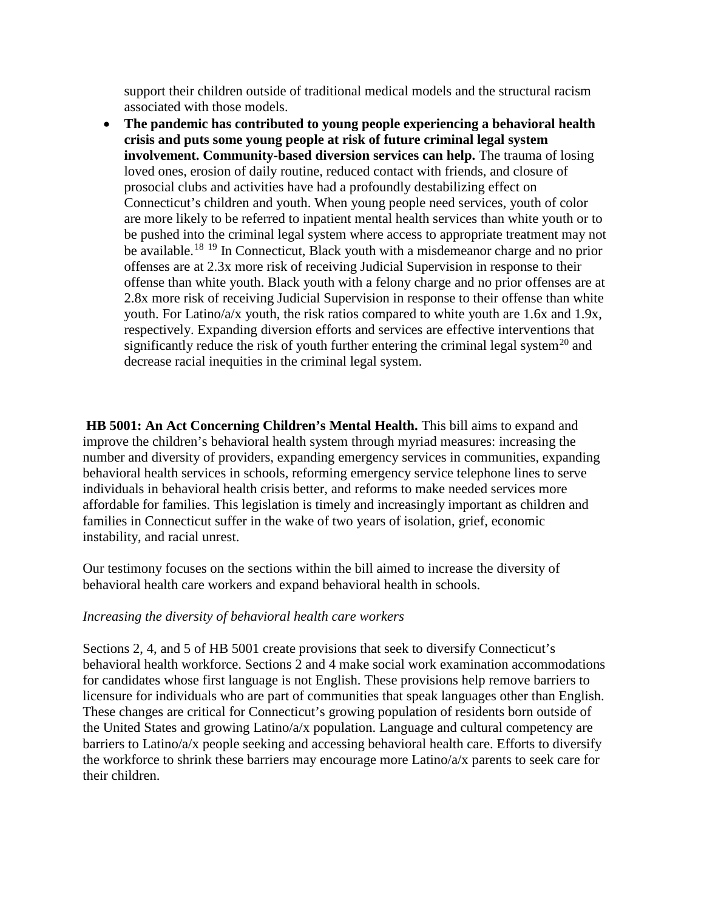support their children outside of traditional medical models and the structural racism associated with those models.

- **The pandemic has contributed to young people experiencing a behavioral health crisis and puts some young people at risk of future criminal legal system involvement. Community-based diversion services can help.** The trauma of losing loved ones, erosion of daily routine, reduced contact with friends, and closure of prosocial clubs and activities have had a profoundly destabilizing effect on Connecticut's children and youth. When young people need services, youth of color are more likely to be referred to inpatient mental health services than white youth or to be pushed into the criminal legal system where access to appropriate treatment may not be available.[18] [19] In Connecticut, Black youth with a misdemeanor charge and no prior offenses are at 2.3x more risk of receiving Judicial Supervision in response to their offense than white youth. Black youth with a felony charge and no prior offenses are at 2.8x more risk of receiving Judicial Supervision in response to their offense than white youth. For Latino/a/x youth, the risk ratios compared to white youth are 1.6x and 1.9x, respectively. Expanding diversion efforts and services are effective interventions that significantly reduce the risk of youth further entering the criminal legal system[20] and decrease racial inequities in the criminal legal system.

**HB 5001: An Act Concerning Children's Mental Health.** This bill aims to expand and improve the children's behavioral health system through myriad measures: increasing the number and diversity of providers, expanding emergency services in communities, expanding behavioral health services in schools, reforming emergency service telephone lines to serve individuals in behavioral health crisis better, and reforms to make needed services more affordable for families. This legislation is timely and increasingly important as children and families in Connecticut suffer in the wake of two years of isolation, grief, economic instability, and racial unrest.

Our testimony focuses on the sections within the bill aimed to increase the diversity of behavioral health care workers and expand behavioral health in schools.

*Increasing the diversity of behavioral health care workers*

Sections 2, 4, and 5 of HB 5001 create provisions that seek to diversify Connecticut's behavioral health workforce. Sections 2 and 4 make social work examination accommodations for candidates whose first language is not English. These provisions help remove barriers to licensure for individuals who are part of communities that speak languages other than English. These changes are critical for Connecticut's growing population of residents born outside of the United States and growing Latino/a/x population. Language and cultural competency are barriers to Latino/a/x people seeking and accessing behavioral health care. Efforts to diversify the workforce to shrink these barriers may encourage more Latino/a/x parents to seek care for their children.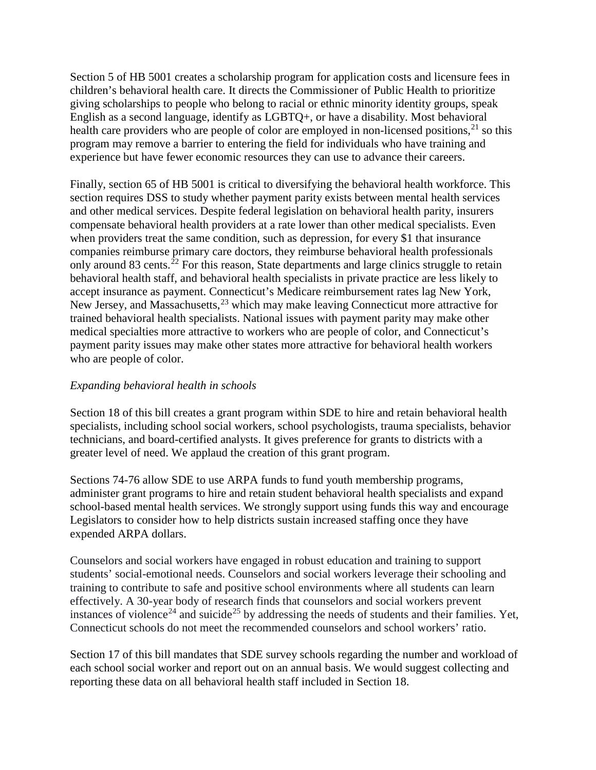Section 5 of HB 5001 creates a scholarship program for application costs and licensure fees in children's behavioral health care. It directs the Commissioner of Public Health to prioritize giving scholarships to people who belong to racial or ethnic minority identity groups, speak English as a second language, identify as LGBTQ+, or have a disability. Most behavioral health care providers who are people of color are employed in non-licensed positions,[21] so this program may remove a barrier to entering the field for individuals who have training and experience but have fewer economic resources they can use to advance their careers.

Finally, section 65 of HB 5001 is critical to diversifying the behavioral health workforce. This section requires DSS to study whether payment parity exists between mental health services and other medical services. Despite federal legislation on behavioral health parity, insurers compensate behavioral health providers at a rate lower than other medical specialists. Even when providers treat the same condition, such as depression, for every $1 that insurance companies reimburse primary care doctors, they reimburse behavioral health professionals only around 83 cents.[22] For this reason, State departments and large clinics struggle to retain behavioral health staff, and behavioral health specialists in private practice are less likely to accept insurance as payment. Connecticut's Medicare reimbursement rates lag New York, New Jersey, and Massachusetts,[23] which may make leaving Connecticut more attractive for trained behavioral health specialists. National issues with payment parity may make other medical specialties more attractive to workers who are people of color, and Connecticut's payment parity issues may make other states more attractive for behavioral health workers who are people of color.

*Expanding behavioral health in schools*

Section 18 of this bill creates a grant program within SDE to hire and retain behavioral health specialists, including school social workers, school psychologists, trauma specialists, behavior technicians, and board-certified analysts. It gives preference for grants to districts with a greater level of need. We applaud the creation of this grant program.

Sections 74-76 allow SDE to use ARPA funds to fund youth membership programs, administer grant programs to hire and retain student behavioral health specialists and expand school-based mental health services. We strongly support using funds this way and encourage Legislators to consider how to help districts sustain increased staffing once they have expended ARPA dollars.

Counselors and social workers have engaged in robust education and training to support students' social-emotional needs. Counselors and social workers leverage their schooling and training to contribute to safe and positive school environments where all students can learn effectively. A 30-year body of research finds that counselors and social workers prevent instances of violence[24] and suicide[25] by addressing the needs of students and their families. Yet, Connecticut schools do not meet the recommended counselors and school workers' ratio.

Section 17 of this bill mandates that SDE survey schools regarding the number and workload of each school social worker and report out on an annual basis. We would suggest collecting and reporting these data on all behavioral health staff included in Section 18.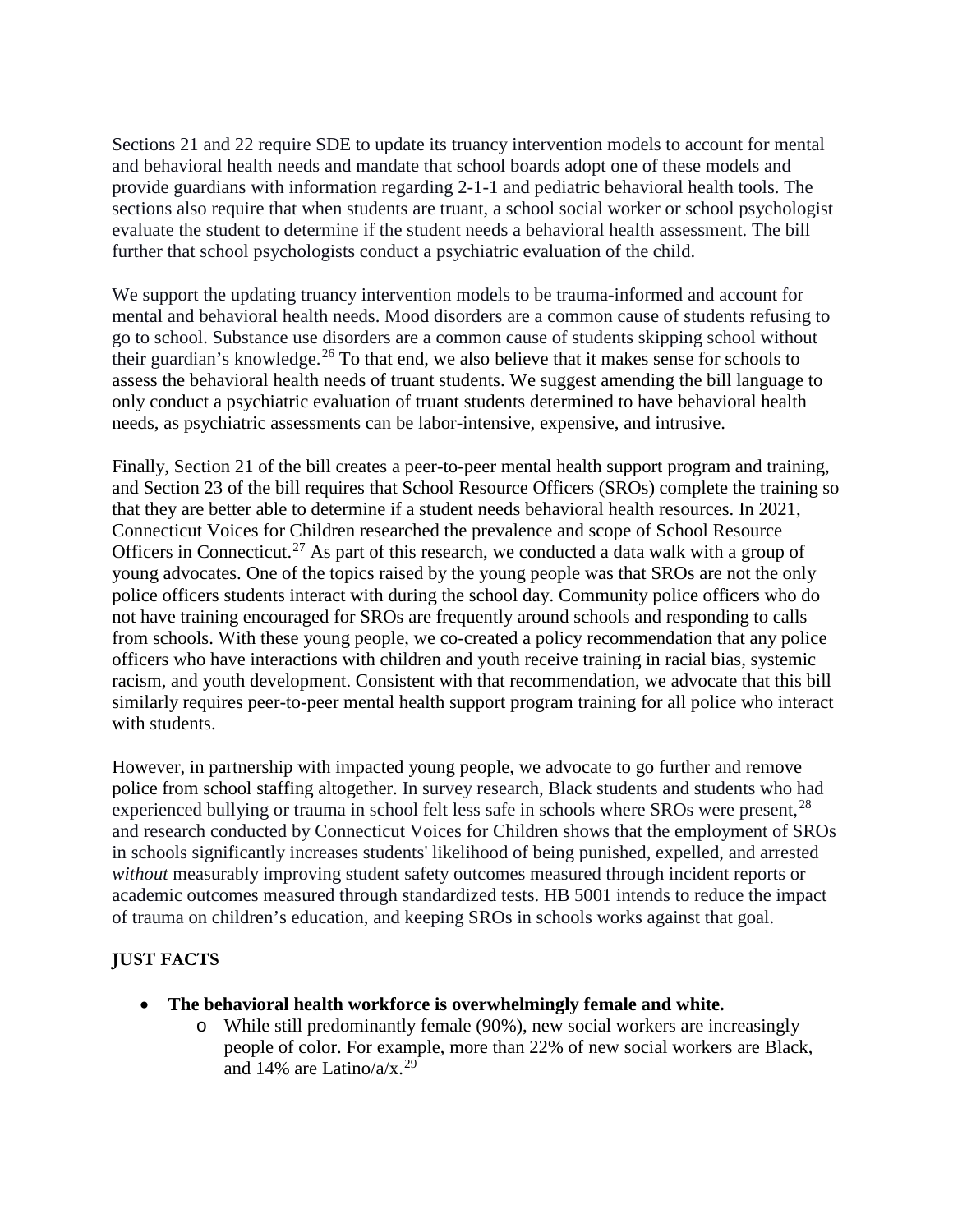Sections 21 and 22 require SDE to update its truancy intervention models to account for mental and behavioral health needs and mandate that school boards adopt one of these models and provide guardians with information regarding 2-1-1 and pediatric behavioral health tools. The sections also require that when students are truant, a school social worker or school psychologist evaluate the student to determine if the student needs a behavioral health assessment. The bill further that school psychologists conduct a psychiatric evaluation of the child.

We support the updating truancy intervention models to be trauma-informed and account for mental and behavioral health needs. Mood disorders are a common cause of students refusing to go to school. Substance use disorders are a common cause of students skipping school without their guardian's knowledge.[26] To that end, we also believe that it makes sense for schools to assess the behavioral health needs of truant students. We suggest amending the bill language to only conduct a psychiatric evaluation of truant students determined to have behavioral health needs, as psychiatric assessments can be labor-intensive, expensive, and intrusive.

Finally, Section 21 of the bill creates a peer-to-peer mental health support program and training, and Section 23 of the bill requires that School Resource Officers (SROs) complete the training so that they are better able to determine if a student needs behavioral health resources. In 2021, Connecticut Voices for Children researched the prevalence and scope of School Resource Officers in Connecticut.[27] As part of this research, we conducted a data walk with a group of young advocates. One of the topics raised by the young people was that SROs are not the only police officers students interact with during the school day. Community police officers who do not have training encouraged for SROs are frequently around schools and responding to calls from schools. With these young people, we co-created a policy recommendation that any police officers who have interactions with children and youth receive training in racial bias, systemic racism, and youth development. Consistent with that recommendation, we advocate that this bill similarly requires peer-to-peer mental health support program training for all police who interact with students.

However, in partnership with impacted young people, we advocate to go further and remove police from school staffing altogether. In survey research, Black students and students who had experienced bullying or trauma in school felt less safe in schools where SROs were present,[28] and research conducted by Connecticut Voices for Children shows that the employment of SROs in schools significantly increases students' likelihood of being punished, expelled, and arrested *without* measurably improving student safety outcomes measured through incident reports or academic outcomes measured through standardized tests. HB 5001 intends to reduce the impact of trauma on children's education, and keeping SROs in schools works against that goal.

## JUST FACTS

- **The behavioral health workforce is overwhelmingly female and white.**
  - While still predominantly female (90%), new social workers are increasingly people of color. For example, more than 22% of new social workers are Black, and 14% are Latino/a/x.[29]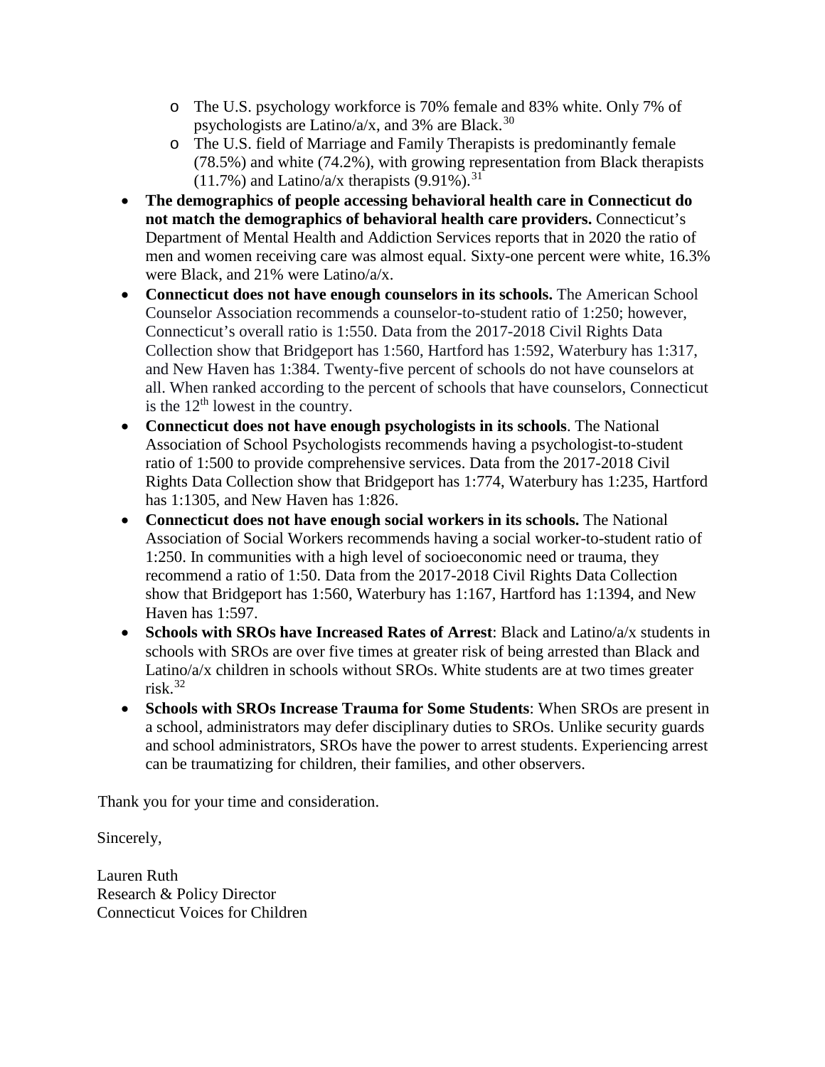- The U.S. psychology workforce is 70% female and 83% white. Only 7% of psychologists are Latino/a/x, and 3% are Black.[30]
    - The U.S. field of Marriage and Family Therapists is predominantly female (78.5%) and white (74.2%), with growing representation from Black therapists (11.7%) and Latino/a/x therapists (9.91%).[31]
- **The demographics of people accessing behavioral health care in Connecticut do not match the demographics of behavioral health care providers.** Connecticut's Department of Mental Health and Addiction Services reports that in 2020 the ratio of men and women receiving care was almost equal. Sixty-one percent were white, 16.3% were Black, and 21% were Latino/a/x.
- **Connecticut does not have enough counselors in its schools.** The American School Counselor Association recommends a counselor-to-student ratio of 1:250; however, Connecticut's overall ratio is 1:550. Data from the 2017-2018 Civil Rights Data Collection show that Bridgeport has 1:560, Hartford has 1:592, Waterbury has 1:317, and New Haven has 1:384. Twenty-five percent of schools do not have counselors at all. When ranked according to the percent of schools that have counselors, Connecticut is the 12th lowest in the country.
- **Connecticut does not have enough psychologists in its schools**. The National Association of School Psychologists recommends having a psychologist-to-student ratio of 1:500 to provide comprehensive services. Data from the 2017-2018 Civil Rights Data Collection show that Bridgeport has 1:774, Waterbury has 1:235, Hartford has 1:1305, and New Haven has 1:826.
- **Connecticut does not have enough social workers in its schools.** The National Association of Social Workers recommends having a social worker-to-student ratio of 1:250. In communities with a high level of socioeconomic need or trauma, they recommend a ratio of 1:50. Data from the 2017-2018 Civil Rights Data Collection show that Bridgeport has 1:560, Waterbury has 1:167, Hartford has 1:1394, and New Haven has 1:597.
- **Schools with SROs have Increased Rates of Arrest**: Black and Latino/a/x students in schools with SROs are over five times at greater risk of being arrested than Black and Latino/a/x children in schools without SROs. White students are at two times greater risk.[32]
- **Schools with SROs Increase Trauma for Some Students**: When SROs are present in a school, administrators may defer disciplinary duties to SROs. Unlike security guards and school administrators, SROs have the power to arrest students. Experiencing arrest can be traumatizing for children, their families, and other observers.

Thank you for your time and consideration.

Sincerely,

Lauren Ruth
Research & Policy Director
Connecticut Voices for Children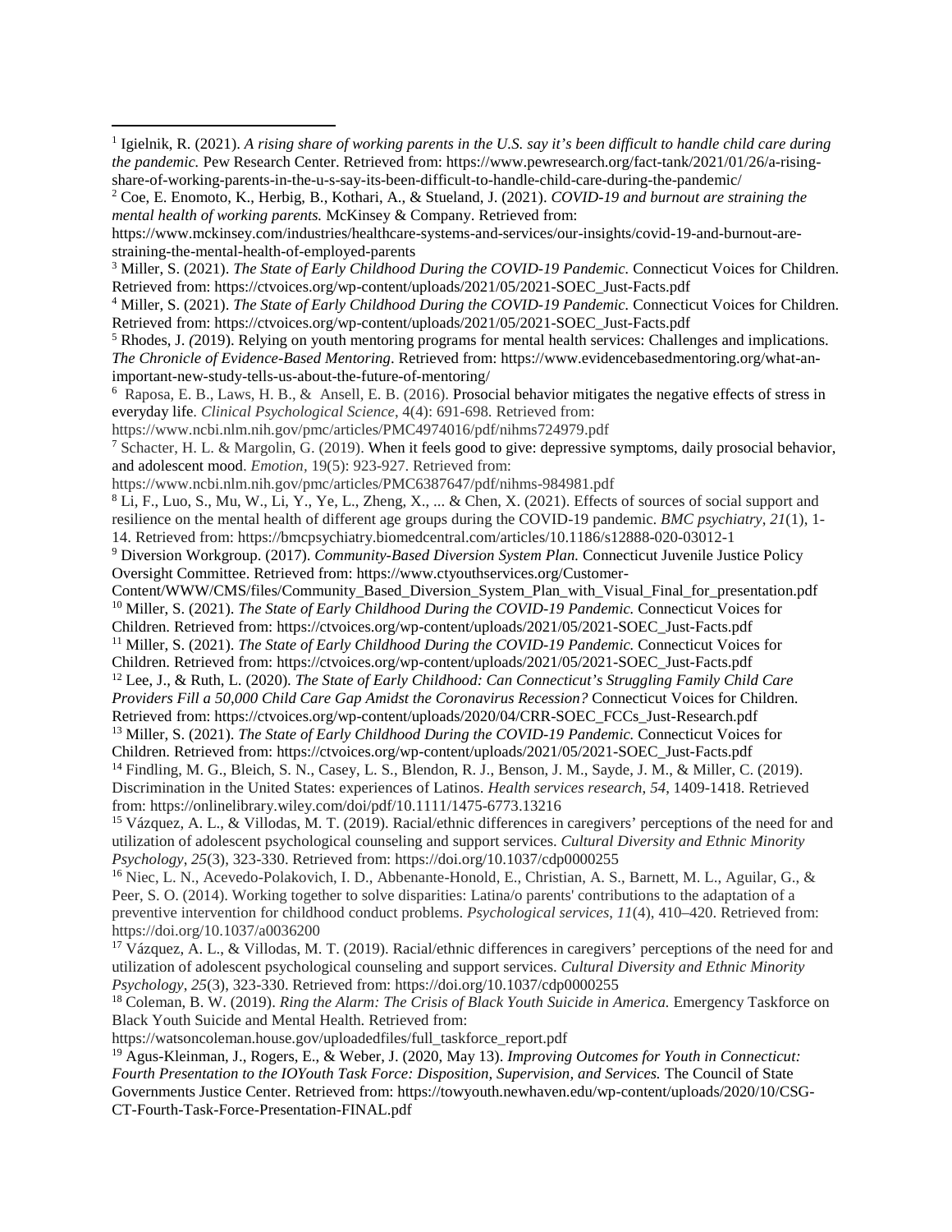[1] Igielnik, R. (2021). *A rising share of working parents in the U.S. say it's been difficult to handle child care during the pandemic.* Pew Research Center. Retrieved from: https://www.pewresearch.org/fact-tank/2021/01/26/a-rising-share-of-working-parents-in-the-u-s-say-its-been-difficult-to-handle-child-care-during-the-pandemic/

[2] Coe, E. Enomoto, K., Herbig, B., Kothari, A., & Stueland, J. (2021). *COVID-19 and burnout are straining the mental health of working parents.* McKinsey & Company. Retrieved from: https://www.mckinsey.com/industries/healthcare-systems-and-services/our-insights/covid-19-and-burnout-are-straining-the-mental-health-of-employed-parents

[3] Miller, S. (2021). *The State of Early Childhood During the COVID-19 Pandemic.* Connecticut Voices for Children. Retrieved from: https://ctvoices.org/wp-content/uploads/2021/05/2021-SOEC_Just-Facts.pdf

[4] Miller, S. (2021). *The State of Early Childhood During the COVID-19 Pandemic.* Connecticut Voices for Children. Retrieved from: https://ctvoices.org/wp-content/uploads/2021/05/2021-SOEC_Just-Facts.pdf

[5] Rhodes, J. (2019). Relying on youth mentoring programs for mental health services: Challenges and implications. *The Chronicle of Evidence-Based Mentoring*. Retrieved from: https://www.evidencebasedmentoring.org/what-an-important-new-study-tells-us-about-the-future-of-mentoring/

[6] Raposa, E. B., Laws, H. B., & Ansell, E. B. (2016). Prosocial behavior mitigates the negative effects of stress in everyday life. *Clinical Psychological Science*, 4(4): 691-698. Retrieved from: https://www.ncbi.nlm.nih.gov/pmc/articles/PMC4974016/pdf/nihms724979.pdf

[7] Schacter, H. L. & Margolin, G. (2019). When it feels good to give: depressive symptoms, daily prosocial behavior, and adolescent mood. *Emotion,* 19(5): 923-927. Retrieved from: https://www.ncbi.nlm.nih.gov/pmc/articles/PMC6387647/pdf/nihms-984981.pdf

[8] Li, F., Luo, S., Mu, W., Li, Y., Ye, L., Zheng, X., ... & Chen, X. (2021). Effects of sources of social support and resilience on the mental health of different age groups during the COVID-19 pandemic. *BMC psychiatry*, *21*(1), 1-14. Retrieved from: https://bmcpsychiatry.biomedcentral.com/articles/10.1186/s12888-020-03012-1

[9] Diversion Workgroup. (2017). *Community-Based Diversion System Plan.* Connecticut Juvenile Justice Policy Oversight Committee. Retrieved from: https://www.ctyouthservices.org/Customer-Content/WWW/CMS/files/Community_Based_Diversion_System_Plan_with_Visual_Final_for_presentation.pdf

[10] Miller, S. (2021). *The State of Early Childhood During the COVID-19 Pandemic.* Connecticut Voices for Children. Retrieved from: https://ctvoices.org/wp-content/uploads/2021/05/2021-SOEC_Just-Facts.pdf

[11] Miller, S. (2021). *The State of Early Childhood During the COVID-19 Pandemic.* Connecticut Voices for Children. Retrieved from: https://ctvoices.org/wp-content/uploads/2021/05/2021-SOEC_Just-Facts.pdf

[12] Lee, J., & Ruth, L. (2020). *The State of Early Childhood: Can Connecticut's Struggling Family Child Care Providers Fill a 50,000 Child Care Gap Amidst the Coronavirus Recession?* Connecticut Voices for Children. Retrieved from: https://ctvoices.org/wp-content/uploads/2020/04/CRR-SOEC_FCCs_Just-Research.pdf

[13] Miller, S. (2021). *The State of Early Childhood During the COVID-19 Pandemic.* Connecticut Voices for Children. Retrieved from: https://ctvoices.org/wp-content/uploads/2021/05/2021-SOEC_Just-Facts.pdf

[14] Findling, M. G., Bleich, S. N., Casey, L. S., Blendon, R. J., Benson, J. M., Sayde, J. M., & Miller, C. (2019). Discrimination in the United States: experiences of Latinos. *Health services research*, *54*, 1409-1418. Retrieved from: https://onlinelibrary.wiley.com/doi/pdf/10.1111/1475-6773.13216

[15] Vázquez, A. L., & Villodas, M. T. (2019). Racial/ethnic differences in caregivers' perceptions of the need for and utilization of adolescent psychological counseling and support services. *Cultural Diversity and Ethnic Minority Psychology*, *25*(3), 323-330. Retrieved from: https://doi.org/10.1037/cdp0000255

[16] Niec, L. N., Acevedo-Polakovich, I. D., Abbenante-Honold, E., Christian, A. S., Barnett, M. L., Aguilar, G., & Peer, S. O. (2014). Working together to solve disparities: Latina/o parents' contributions to the adaptation of a preventive intervention for childhood conduct problems. *Psychological services*, *11*(4), 410–420. Retrieved from: https://doi.org/10.1037/a0036200

[17] Vázquez, A. L., & Villodas, M. T. (2019). Racial/ethnic differences in caregivers' perceptions of the need for and utilization of adolescent psychological counseling and support services. *Cultural Diversity and Ethnic Minority Psychology*, *25*(3), 323-330. Retrieved from: https://doi.org/10.1037/cdp0000255

[18] Coleman, B. W. (2019). *Ring the Alarm: The Crisis of Black Youth Suicide in America.* Emergency Taskforce on Black Youth Suicide and Mental Health. Retrieved from: https://watsoncoleman.house.gov/uploadedfiles/full_taskforce_report.pdf

[19] Agus-Kleinman, J., Rogers, E., & Weber, J. (2020, May 13). *Improving Outcomes for Youth in Connecticut: Fourth Presentation to the IOYouth Task Force: Disposition, Supervision, and Services.* The Council of State Governments Justice Center. Retrieved from: https://towyouth.newhaven.edu/wp-content/uploads/2020/10/CSG-CT-Fourth-Task-Force-Presentation-FINAL.pdf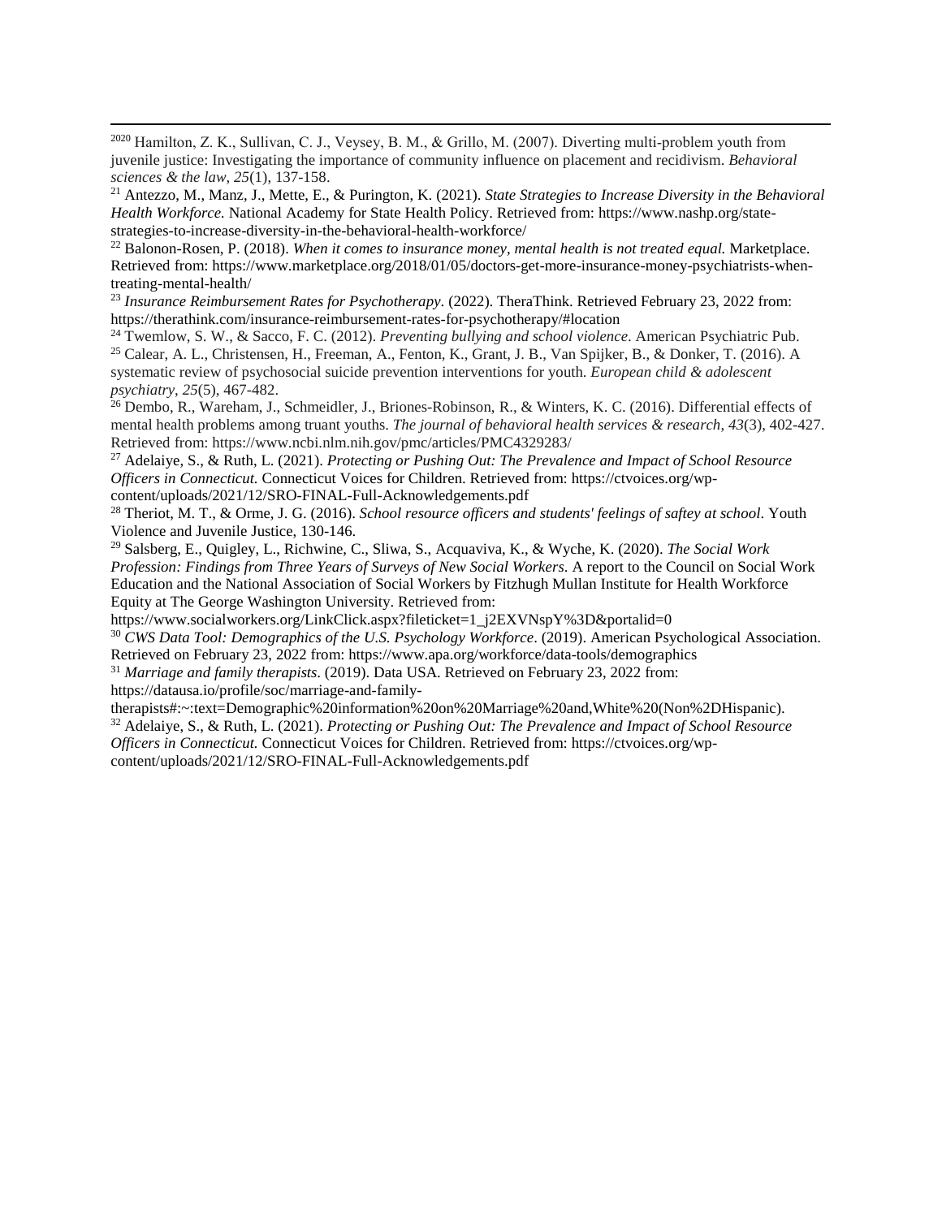[2020] Hamilton, Z. K., Sullivan, C. J., Veysey, B. M., & Grillo, M. (2007). Diverting multi-problem youth from juvenile justice: Investigating the importance of community influence on placement and recidivism. *Behavioral sciences & the law*, *25*(1), 137-158.

[21] Antezzo, M., Manz, J., Mette, E., & Purington, K. (2021). *State Strategies to Increase Diversity in the Behavioral Health Workforce.* National Academy for State Health Policy. Retrieved from: https://www.nashp.org/state-strategies-to-increase-diversity-in-the-behavioral-health-workforce/

[22] Balonon-Rosen, P. (2018). *When it comes to insurance money, mental health is not treated equal.* Marketplace. Retrieved from: https://www.marketplace.org/2018/01/05/doctors-get-more-insurance-money-psychiatrists-when-treating-mental-health/

[23] *Insurance Reimbursement Rates for Psychotherapy*. (2022). TheraThink. Retrieved February 23, 2022 from: https://therathink.com/insurance-reimbursement-rates-for-psychotherapy/#location

[24] Twemlow, S. W., & Sacco, F. C. (2012). *Preventing bullying and school violence*. American Psychiatric Pub.

[25] Calear, A. L., Christensen, H., Freeman, A., Fenton, K., Grant, J. B., Van Spijker, B., & Donker, T. (2016). A systematic review of psychosocial suicide prevention interventions for youth. *European child & adolescent psychiatry*, *25*(5), 467-482.

[26] Dembo, R., Wareham, J., Schmeidler, J., Briones-Robinson, R., & Winters, K. C. (2016). Differential effects of mental health problems among truant youths. *The journal of behavioral health services & research*, *43*(3), 402-427. Retrieved from: https://www.ncbi.nlm.nih.gov/pmc/articles/PMC4329283/

[27] Adelaiye, S., & Ruth, L. (2021). *Protecting or Pushing Out: The Prevalence and Impact of School Resource Officers in Connecticut.* Connecticut Voices for Children. Retrieved from: https://ctvoices.org/wp-content/uploads/2021/12/SRO-FINAL-Full-Acknowledgements.pdf

[28] Theriot, M. T., & Orme, J. G. (2016). *School resource officers and students' feelings of saftey at school*. Youth Violence and Juvenile Justice, 130-146.

[29] Salsberg, E., Quigley, L., Richwine, C., Sliwa, S., Acquaviva, K., & Wyche, K. (2020). *The Social Work Profession: Findings from Three Years of Surveys of New Social Workers.* A report to the Council on Social Work Education and the National Association of Social Workers by Fitzhugh Mullan Institute for Health Workforce Equity at The George Washington University. Retrieved from: https://www.socialworkers.org/LinkClick.aspx?fileticket=1_j2EXVNspY%3D&portalid=0

[30] *CWS Data Tool: Demographics of the U.S. Psychology Workforce*. (2019). American Psychological Association. Retrieved on February 23, 2022 from: https://www.apa.org/workforce/data-tools/demographics

[31] *Marriage and family therapists.* (2019). Data USA. Retrieved on February 23, 2022 from: https://datausa.io/profile/soc/marriage-and-family-therapists#:~:text=Demographic%20information%20on%20Marriage%20and,White%20(Non%2DHispanic).

[32] Adelaiye, S., & Ruth, L. (2021). *Protecting or Pushing Out: The Prevalence and Impact of School Resource Officers in Connecticut.* Connecticut Voices for Children. Retrieved from: https://ctvoices.org/wp-content/uploads/2021/12/SRO-FINAL-Full-Acknowledgements.pdf